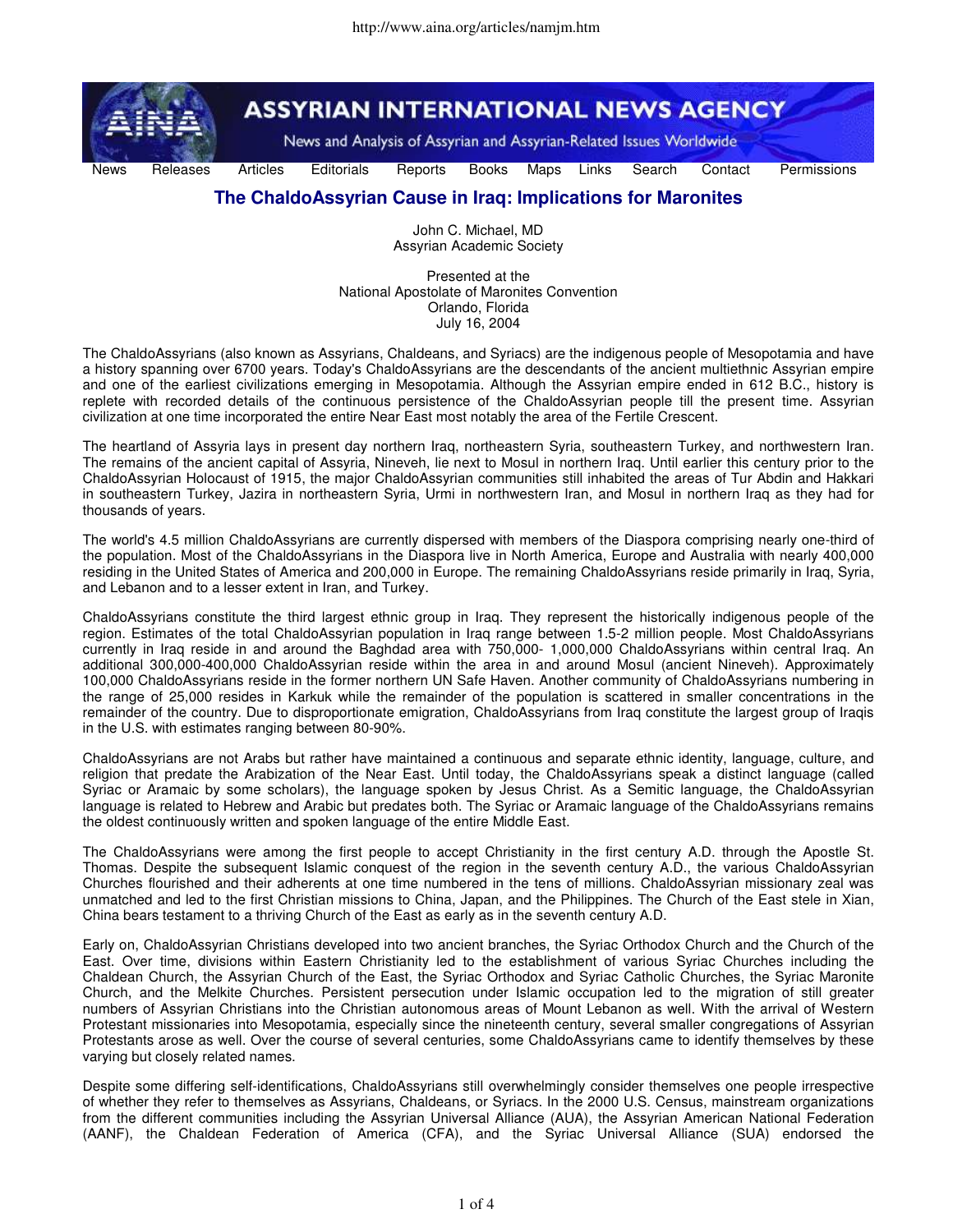# The ChaldoAssyrian Cause in Iraq: Implications for Maronites

John C. Michael, MD
Assyrian Academic Society

Presented at the
National Apostolate of Maronites Convention
Orlando, Florida
July 16, 2004

The ChaldoAssyrians (also known as Assyrians, Chaldeans, and Syriacs) are the indigenous people of Mesopotamia and have a history spanning over 6700 years. Today's ChaldoAssyrians are the descendants of the ancient multiethnic Assyrian empire and one of the earliest civilizations emerging in Mesopotamia. Although the Assyrian empire ended in 612 B.C., history is replete with recorded details of the continuous persistence of the ChaldoAssyrian people till the present time. Assyrian civilization at one time incorporated the entire Near East most notably the area of the Fertile Crescent.

The heartland of Assyria lays in present day northern Iraq, northeastern Syria, southeastern Turkey, and northwestern Iran. The remains of the ancient capital of Assyria, Nineveh, lie next to Mosul in northern Iraq. Until earlier this century prior to the ChaldoAssyrian Holocaust of 1915, the major ChaldoAssyrian communities still inhabited the areas of Tur Abdin and Hakkari in southeastern Turkey, Jazira in northeastern Syria, Urmi in northwestern Iran, and Mosul in northern Iraq as they had for thousands of years.

The world's 4.5 million ChaldoAssyrians are currently dispersed with members of the Diaspora comprising nearly one-third of the population. Most of the ChaldoAssyrians in the Diaspora live in North America, Europe and Australia with nearly 400,000 residing in the United States of America and 200,000 in Europe. The remaining ChaldoAssyrians reside primarily in Iraq, Syria, and Lebanon and to a lesser extent in Iran, and Turkey.

ChaldoAssyrians constitute the third largest ethnic group in Iraq. They represent the historically indigenous people of the region. Estimates of the total ChaldoAssyrian population in Iraq range between 1.5-2 million people. Most ChaldoAssyrians currently in Iraq reside in and around the Baghdad area with 750,000- 1,000,000 ChaldoAssyrians within central Iraq. An additional 300,000-400,000 ChaldoAssyrian reside within the area in and around Mosul (ancient Nineveh). Approximately 100,000 ChaldoAssyrians reside in the former northern UN Safe Haven. Another community of ChaldoAssyrians numbering in the range of 25,000 resides in Karkuk while the remainder of the population is scattered in smaller concentrations in the remainder of the country. Due to disproportionate emigration, ChaldoAssyrians from Iraq constitute the largest group of Iraqis in the U.S. with estimates ranging between 80-90%.

ChaldoAssyrians are not Arabs but rather have maintained a continuous and separate ethnic identity, language, culture, and religion that predate the Arabization of the Near East. Until today, the ChaldoAssyrians speak a distinct language (called Syriac or Aramaic by some scholars), the language spoken by Jesus Christ. As a Semitic language, the ChaldoAssyrian language is related to Hebrew and Arabic but predates both. The Syriac or Aramaic language of the ChaldoAssyrians remains the oldest continuously written and spoken language of the entire Middle East.

The ChaldoAssyrians were among the first people to accept Christianity in the first century A.D. through the Apostle St. Thomas. Despite the subsequent Islamic conquest of the region in the seventh century A.D., the various ChaldoAssyrian Churches flourished and their adherents at one time numbered in the tens of millions. ChaldoAssyrian missionary zeal was unmatched and led to the first Christian missions to China, Japan, and the Philippines. The Church of the East stele in Xian, China bears testament to a thriving Church of the East as early as in the seventh century A.D.

Early on, ChaldoAssyrian Christians developed into two ancient branches, the Syriac Orthodox Church and the Church of the East. Over time, divisions within Eastern Christianity led to the establishment of various Syriac Churches including the Chaldean Church, the Assyrian Church of the East, the Syriac Orthodox and Syriac Catholic Churches, the Syriac Maronite Church, and the Melkite Churches. Persistent persecution under Islamic occupation led to the migration of still greater numbers of Assyrian Christians into the Christian autonomous areas of Mount Lebanon as well. With the arrival of Western Protestant missionaries into Mesopotamia, especially since the nineteenth century, several smaller congregations of Assyrian Protestants arose as well. Over the course of several centuries, some ChaldoAssyrians came to identify themselves by these varying but closely related names.

Despite some differing self-identifications, ChaldoAssyrians still overwhelmingly consider themselves one people irrespective of whether they refer to themselves as Assyrians, Chaldeans, or Syriacs. In the 2000 U.S. Census, mainstream organizations from the different communities including the Assyrian Universal Alliance (AUA), the Assyrian American National Federation (AANF), the Chaldean Federation of America (CFA), and the Syriac Universal Alliance (SUA) endorsed the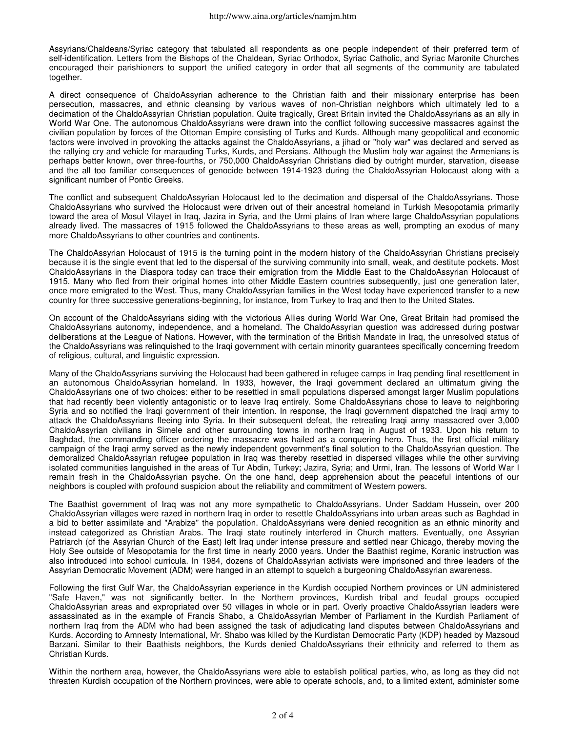Assyrians/Chaldeans/Syriac category that tabulated all respondents as one people independent of their preferred term of self-identification. Letters from the Bishops of the Chaldean, Syriac Orthodox, Syriac Catholic, and Syriac Maronite Churches encouraged their parishioners to support the unified category in order that all segments of the community are tabulated together.

A direct consequence of ChaldoAssyrian adherence to the Christian faith and their missionary enterprise has been persecution, massacres, and ethnic cleansing by various waves of non-Christian neighbors which ultimately led to a decimation of the ChaldoAssyrian Christian population. Quite tragically, Great Britain invited the ChaldoAssyrians as an ally in World War One. The autonomous ChaldoAssyrians were drawn into the conflict following successive massacres against the civilian population by forces of the Ottoman Empire consisting of Turks and Kurds. Although many geopolitical and economic factors were involved in provoking the attacks against the ChaldoAssyrians, a jihad or "holy war" was declared and served as the rallying cry and vehicle for marauding Turks, Kurds, and Persians. Although the Muslim holy war against the Armenians is perhaps better known, over three-fourths, or 750,000 ChaldoAssyrian Christians died by outright murder, starvation, disease and the all too familiar consequences of genocide between 1914-1923 during the ChaldoAssyrian Holocaust along with a significant number of Pontic Greeks.

The conflict and subsequent ChaldoAssyrian Holocaust led to the decimation and dispersal of the ChaldoAssyrians. Those ChaldoAssyrians who survived the Holocaust were driven out of their ancestral homeland in Turkish Mesopotamia primarily toward the area of Mosul Vilayet in Iraq, Jazira in Syria, and the Urmi plains of Iran where large ChaldoAssyrian populations already lived. The massacres of 1915 followed the ChaldoAssyrians to these areas as well, prompting an exodus of many more ChaldoAssyrians to other countries and continents.

The ChaldoAssyrian Holocaust of 1915 is the turning point in the modern history of the ChaldoAssyrian Christians precisely because it is the single event that led to the dispersal of the surviving community into small, weak, and destitute pockets. Most ChaldoAssyrians in the Diaspora today can trace their emigration from the Middle East to the ChaldoAssyrian Holocaust of 1915. Many who fled from their original homes into other Middle Eastern countries subsequently, just one generation later, once more emigrated to the West. Thus, many ChaldoAssyrian families in the West today have experienced transfer to a new country for three successive generations-beginning, for instance, from Turkey to Iraq and then to the United States.

On account of the ChaldoAssyrians siding with the victorious Allies during World War One, Great Britain had promised the ChaldoAssyrians autonomy, independence, and a homeland. The ChaldoAssyrian question was addressed during postwar deliberations at the League of Nations. However, with the termination of the British Mandate in Iraq, the unresolved status of the ChaldoAssyrians was relinquished to the Iraqi government with certain minority guarantees specifically concerning freedom of religious, cultural, and linguistic expression.

Many of the ChaldoAssyrians surviving the Holocaust had been gathered in refugee camps in Iraq pending final resettlement in an autonomous ChaldoAssyrian homeland. In 1933, however, the Iraqi government declared an ultimatum giving the ChaldoAssyrians one of two choices: either to be resettled in small populations dispersed amongst larger Muslim populations that had recently been violently antagonistic or to leave Iraq entirely. Some ChaldoAssyrians chose to leave to neighboring Syria and so notified the Iraqi government of their intention. In response, the Iraqi government dispatched the Iraqi army to attack the ChaldoAssyrians fleeing into Syria. In their subsequent defeat, the retreating Iraqi army massacred over 3,000 ChaldoAssyrian civilians in Simele and other surrounding towns in northern Iraq in August of 1933. Upon his return to Baghdad, the commanding officer ordering the massacre was hailed as a conquering hero. Thus, the first official military campaign of the Iraqi army served as the newly independent government's final solution to the ChaldoAssyrian question. The demoralized ChaldoAssyrian refugee population in Iraq was thereby resettled in dispersed villages while the other surviving isolated communities languished in the areas of Tur Abdin, Turkey; Jazira, Syria; and Urmi, Iran. The lessons of World War I remain fresh in the ChaldoAssyrian psyche. On the one hand, deep apprehension about the peaceful intentions of our neighbors is coupled with profound suspicion about the reliability and commitment of Western powers.

The Baathist government of Iraq was not any more sympathetic to ChaldoAssyrians. Under Saddam Hussein, over 200 ChaldoAssyrian villages were razed in northern Iraq in order to resettle ChaldoAssyrians into urban areas such as Baghdad in a bid to better assimilate and "Arabize" the population. ChaldoAssyrians were denied recognition as an ethnic minority and instead categorized as Christian Arabs. The Iraqi state routinely interfered in Church matters. Eventually, one Assyrian Patriarch (of the Assyrian Church of the East) left Iraq under intense pressure and settled near Chicago, thereby moving the Holy See outside of Mesopotamia for the first time in nearly 2000 years. Under the Baathist regime, Koranic instruction was also introduced into school curricula. In 1984, dozens of ChaldoAssyrian activists were imprisoned and three leaders of the Assyrian Democratic Movement (ADM) were hanged in an attempt to squelch a burgeoning ChaldoAssyrian awareness.

Following the first Gulf War, the ChaldoAssyrian experience in the Kurdish occupied Northern provinces or UN administered "Safe Haven," was not significantly better. In the Northern provinces, Kurdish tribal and feudal groups occupied ChaldoAssyrian areas and expropriated over 50 villages in whole or in part. Overly proactive ChaldoAssyrian leaders were assassinated as in the example of Francis Shabo, a ChaldoAssyrian Member of Parliament in the Kurdish Parliament of northern Iraq from the ADM who had been assigned the task of adjudicating land disputes between ChaldoAssyrians and Kurds. According to Amnesty International, Mr. Shabo was killed by the Kurdistan Democratic Party (KDP) headed by Mazsoud Barzani. Similar to their Baathists neighbors, the Kurds denied ChaldoAssyrians their ethnicity and referred to them as Christian Kurds.

Within the northern area, however, the ChaldoAssyrians were able to establish political parties, who, as long as they did not threaten Kurdish occupation of the Northern provinces, were able to operate schools, and, to a limited extent, administer some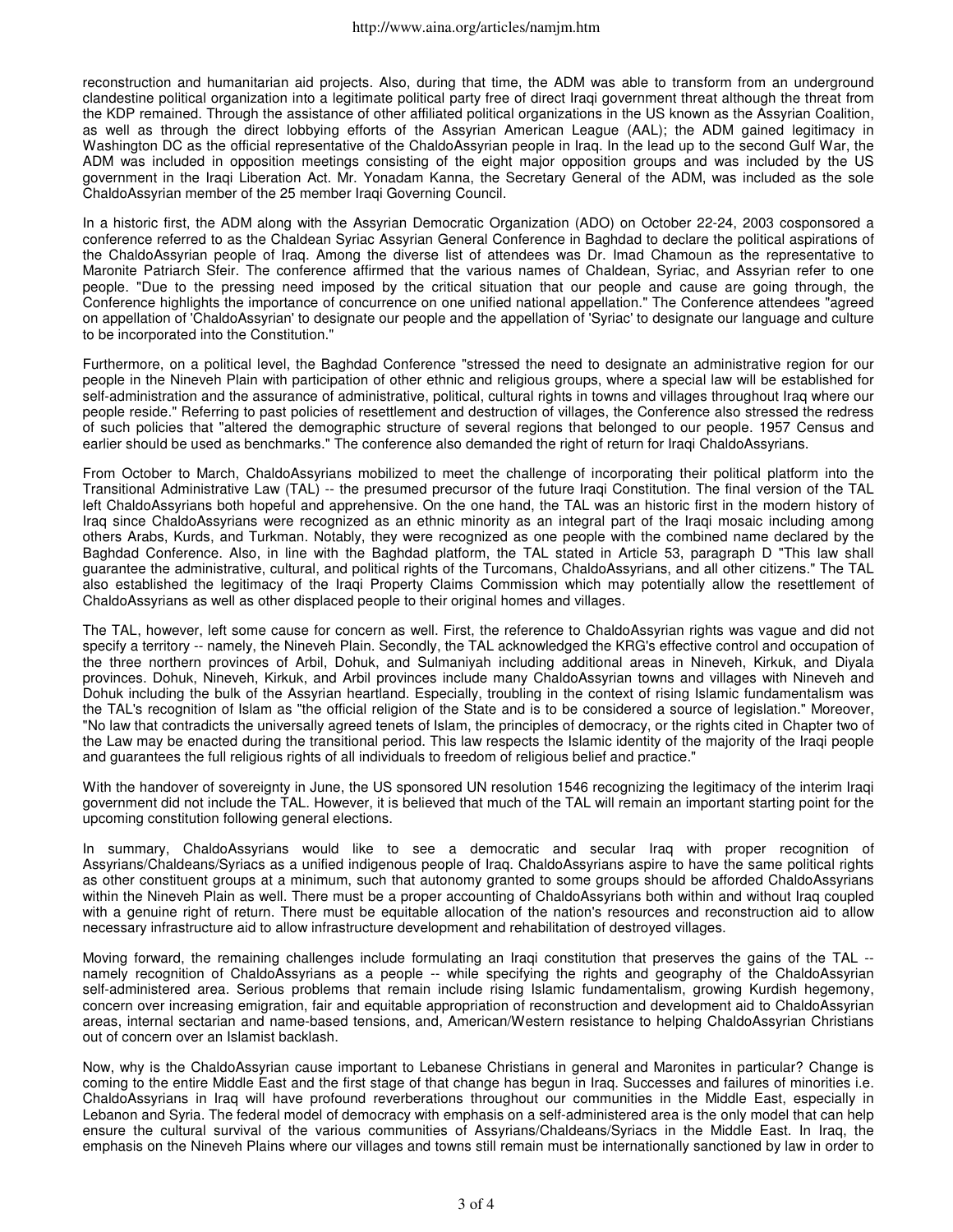reconstruction and humanitarian aid projects. Also, during that time, the ADM was able to transform from an underground clandestine political organization into a legitimate political party free of direct Iraqi government threat although the threat from the KDP remained. Through the assistance of other affiliated political organizations in the US known as the Assyrian Coalition, as well as through the direct lobbying efforts of the Assyrian American League (AAL); the ADM gained legitimacy in Washington DC as the official representative of the ChaldoAssyrian people in Iraq. In the lead up to the second Gulf War, the ADM was included in opposition meetings consisting of the eight major opposition groups and was included by the US government in the Iraqi Liberation Act. Mr. Yonadam Kanna, the Secretary General of the ADM, was included as the sole ChaldoAssyrian member of the 25 member Iraqi Governing Council.

In a historic first, the ADM along with the Assyrian Democratic Organization (ADO) on October 22-24, 2003 cosponsored a conference referred to as the Chaldean Syriac Assyrian General Conference in Baghdad to declare the political aspirations of the ChaldoAssyrian people of Iraq. Among the diverse list of attendees was Dr. Imad Chamoun as the representative to Maronite Patriarch Sfeir. The conference affirmed that the various names of Chaldean, Syriac, and Assyrian refer to one people. "Due to the pressing need imposed by the critical situation that our people and cause are going through, the Conference highlights the importance of concurrence on one unified national appellation." The Conference attendees "agreed on appellation of 'ChaldoAssyrian' to designate our people and the appellation of 'Syriac' to designate our language and culture to be incorporated into the Constitution."

Furthermore, on a political level, the Baghdad Conference "stressed the need to designate an administrative region for our people in the Nineveh Plain with participation of other ethnic and religious groups, where a special law will be established for self-administration and the assurance of administrative, political, cultural rights in towns and villages throughout Iraq where our people reside." Referring to past policies of resettlement and destruction of villages, the Conference also stressed the redress of such policies that "altered the demographic structure of several regions that belonged to our people. 1957 Census and earlier should be used as benchmarks." The conference also demanded the right of return for Iraqi ChaldoAssyrians.

From October to March, ChaldoAssyrians mobilized to meet the challenge of incorporating their political platform into the Transitional Administrative Law (TAL) -- the presumed precursor of the future Iraqi Constitution. The final version of the TAL left ChaldoAssyrians both hopeful and apprehensive. On the one hand, the TAL was an historic first in the modern history of Iraq since ChaldoAssyrians were recognized as an ethnic minority as an integral part of the Iraqi mosaic including among others Arabs, Kurds, and Turkman. Notably, they were recognized as one people with the combined name declared by the Baghdad Conference. Also, in line with the Baghdad platform, the TAL stated in Article 53, paragraph D "This law shall guarantee the administrative, cultural, and political rights of the Turcomans, ChaldoAssyrians, and all other citizens." The TAL also established the legitimacy of the Iraqi Property Claims Commission which may potentially allow the resettlement of ChaldoAssyrians as well as other displaced people to their original homes and villages.

The TAL, however, left some cause for concern as well. First, the reference to ChaldoAssyrian rights was vague and did not specify a territory -- namely, the Nineveh Plain. Secondly, the TAL acknowledged the KRG's effective control and occupation of the three northern provinces of Arbil, Dohuk, and Sulmaniyah including additional areas in Nineveh, Kirkuk, and Diyala provinces. Dohuk, Nineveh, Kirkuk, and Arbil provinces include many ChaldoAssyrian towns and villages with Nineveh and Dohuk including the bulk of the Assyrian heartland. Especially, troubling in the context of rising Islamic fundamentalism was the TAL's recognition of Islam as "the official religion of the State and is to be considered a source of legislation." Moreover, "No law that contradicts the universally agreed tenets of Islam, the principles of democracy, or the rights cited in Chapter two of the Law may be enacted during the transitional period. This law respects the Islamic identity of the majority of the Iraqi people and guarantees the full religious rights of all individuals to freedom of religious belief and practice."

With the handover of sovereignty in June, the US sponsored UN resolution 1546 recognizing the legitimacy of the interim Iraqi government did not include the TAL. However, it is believed that much of the TAL will remain an important starting point for the upcoming constitution following general elections.

In summary, ChaldoAssyrians would like to see a democratic and secular Iraq with proper recognition of Assyrians/Chaldeans/Syriacs as a unified indigenous people of Iraq. ChaldoAssyrians aspire to have the same political rights as other constituent groups at a minimum, such that autonomy granted to some groups should be afforded ChaldoAssyrians within the Nineveh Plain as well. There must be a proper accounting of ChaldoAssyrians both within and without Iraq coupled with a genuine right of return. There must be equitable allocation of the nation's resources and reconstruction aid to allow necessary infrastructure aid to allow infrastructure development and rehabilitation of destroyed villages.

Moving forward, the remaining challenges include formulating an Iraqi constitution that preserves the gains of the TAL -- namely recognition of ChaldoAssyrians as a people -- while specifying the rights and geography of the ChaldoAssyrian self-administered area. Serious problems that remain include rising Islamic fundamentalism, growing Kurdish hegemony, concern over increasing emigration, fair and equitable appropriation of reconstruction and development aid to ChaldoAssyrian areas, internal sectarian and name-based tensions, and, American/Western resistance to helping ChaldoAssyrian Christians out of concern over an Islamist backlash.

Now, why is the ChaldoAssyrian cause important to Lebanese Christians in general and Maronites in particular? Change is coming to the entire Middle East and the first stage of that change has begun in Iraq. Successes and failures of minorities i.e. ChaldoAssyrians in Iraq will have profound reverberations throughout our communities in the Middle East, especially in Lebanon and Syria. The federal model of democracy with emphasis on a self-administered area is the only model that can help ensure the cultural survival of the various communities of Assyrians/Chaldeans/Syriacs in the Middle East. In Iraq, the emphasis on the Nineveh Plains where our villages and towns still remain must be internationally sanctioned by law in order to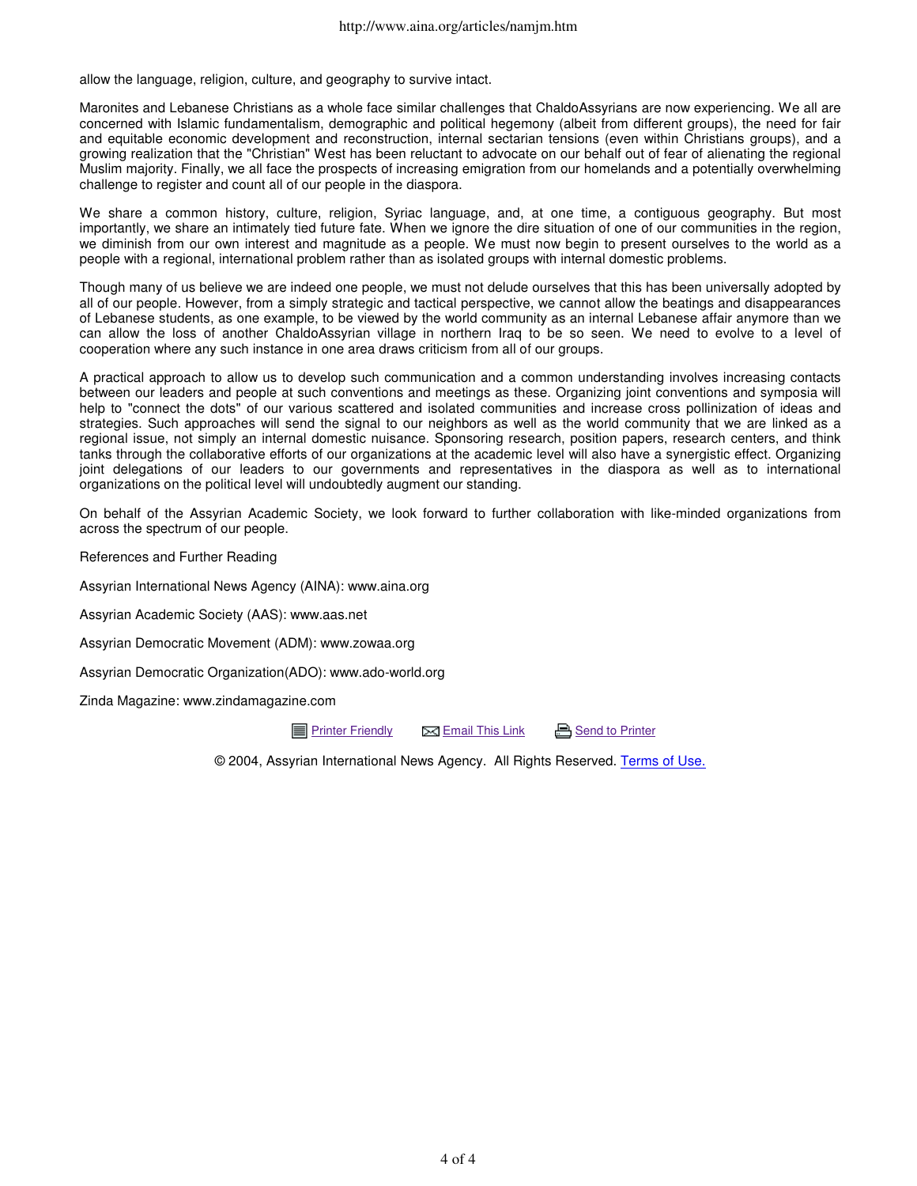allow the language, religion, culture, and geography to survive intact.

Maronites and Lebanese Christians as a whole face similar challenges that ChaldoAssyrians are now experiencing. We all are concerned with Islamic fundamentalism, demographic and political hegemony (albeit from different groups), the need for fair and equitable economic development and reconstruction, internal sectarian tensions (even within Christians groups), and a growing realization that the "Christian" West has been reluctant to advocate on our behalf out of fear of alienating the regional Muslim majority. Finally, we all face the prospects of increasing emigration from our homelands and a potentially overwhelming challenge to register and count all of our people in the diaspora.

We share a common history, culture, religion, Syriac language, and, at one time, a contiguous geography. But most importantly, we share an intimately tied future fate. When we ignore the dire situation of one of our communities in the region, we diminish from our own interest and magnitude as a people. We must now begin to present ourselves to the world as a people with a regional, international problem rather than as isolated groups with internal domestic problems.

Though many of us believe we are indeed one people, we must not delude ourselves that this has been universally adopted by all of our people. However, from a simply strategic and tactical perspective, we cannot allow the beatings and disappearances of Lebanese students, as one example, to be viewed by the world community as an internal Lebanese affair anymore than we can allow the loss of another ChaldoAssyrian village in northern Iraq to be so seen. We need to evolve to a level of cooperation where any such instance in one area draws criticism from all of our groups.

A practical approach to allow us to develop such communication and a common understanding involves increasing contacts between our leaders and people at such conventions and meetings as these. Organizing joint conventions and symposia will help to "connect the dots" of our various scattered and isolated communities and increase cross pollinization of ideas and strategies. Such approaches will send the signal to our neighbors as well as the world community that we are linked as a regional issue, not simply an internal domestic nuisance. Sponsoring research, position papers, research centers, and think tanks through the collaborative efforts of our organizations at the academic level will also have a synergistic effect. Organizing joint delegations of our leaders to our governments and representatives in the diaspora as well as to international organizations on the political level will undoubtedly augment our standing.

On behalf of the Assyrian Academic Society, we look forward to further collaboration with like-minded organizations from across the spectrum of our people.

References and Further Reading

Assyrian International News Agency (AINA): www.aina.org

Assyrian Academic Society (AAS): www.aas.net

Assyrian Democratic Movement (ADM): www.zowaa.org

Assyrian Democratic Organization(ADO): www.ado-world.org

Zinda Magazine: www.zindamagazine.com

Printer Friendly   Email This Link   Send to Printer

© 2004, Assyrian International News Agency. All Rights Reserved. Terms of Use.